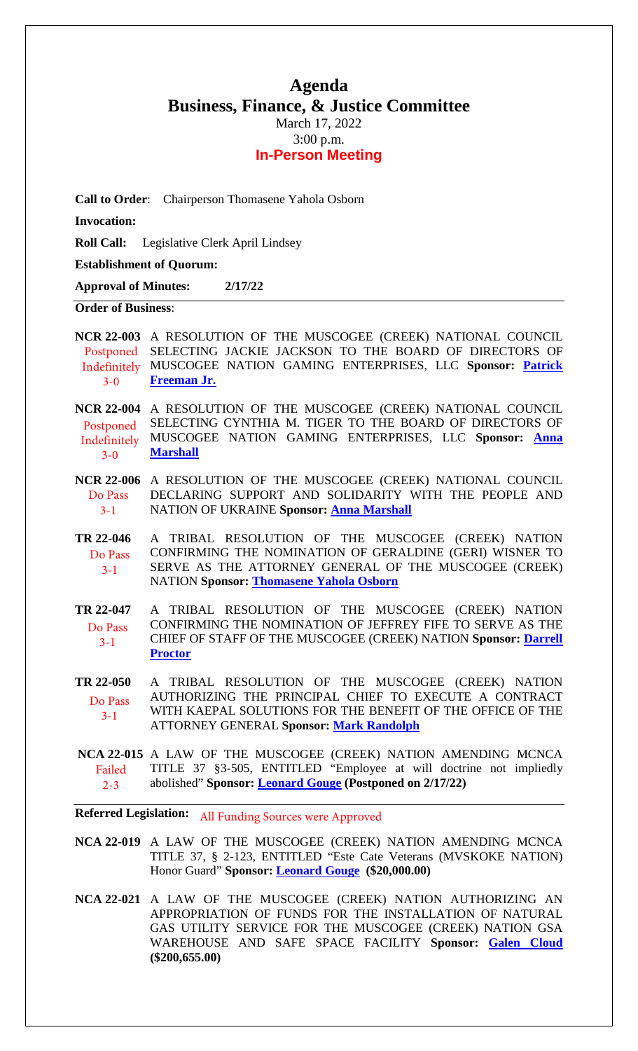# Agenda
## Business, Finance, & Justice Committee

March 17, 2022
3:00 p.m.
**In-Person Meeting**

**Call to Order**: Chairperson Thomasene Yahola Osborn

**Invocation:**

**Roll Call:** Legislative Clerk April Lindsey

**Establishment of Quorum:**

**Approval of Minutes:** **2/17/22**

**Order of Business**:

**NCR 22-003** Postponed Indefinitely 3-0 — A RESOLUTION OF THE MUSCOGEE (CREEK) NATIONAL COUNCIL SELECTING JACKIE JACKSON TO THE BOARD OF DIRECTORS OF MUSCOGEE NATION GAMING ENTERPRISES, LLC **Sponsor: Patrick Freeman Jr.**

**NCR 22-004** Postponed Indefinitely 3-0 — A RESOLUTION OF THE MUSCOGEE (CREEK) NATIONAL COUNCIL SELECTING CYNTHIA M. TIGER TO THE BOARD OF DIRECTORS OF MUSCOGEE NATION GAMING ENTERPRISES, LLC **Sponsor: Anna Marshall**

**NCR 22-006** Do Pass 3-1 — A RESOLUTION OF THE MUSCOGEE (CREEK) NATIONAL COUNCIL DECLARING SUPPORT AND SOLIDARITY WITH THE PEOPLE AND NATION OF UKRAINE **Sponsor: Anna Marshall**

**TR 22-046** Do Pass 3-1 — A TRIBAL RESOLUTION OF THE MUSCOGEE (CREEK) NATION CONFIRMING THE NOMINATION OF GERALDINE (GERI) WISNER TO SERVE AS THE ATTORNEY GENERAL OF THE MUSCOGEE (CREEK) NATION **Sponsor: Thomasene Yahola Osborn**

**TR 22-047** Do Pass 3-1 — A TRIBAL RESOLUTION OF THE MUSCOGEE (CREEK) NATION CONFIRMING THE NOMINATION OF JEFFREY FIFE TO SERVE AS THE CHIEF OF STAFF OF THE MUSCOGEE (CREEK) NATION **Sponsor: Darrell Proctor**

**TR 22-050** Do Pass 3-1 — A TRIBAL RESOLUTION OF THE MUSCOGEE (CREEK) NATION AUTHORIZING THE PRINCIPAL CHIEF TO EXECUTE A CONTRACT WITH KAEPAL SOLUTIONS FOR THE BENEFIT OF THE OFFICE OF THE ATTORNEY GENERAL **Sponsor: Mark Randolph**

**NCA 22-015** Failed 2-3 — A LAW OF THE MUSCOGEE (CREEK) NATION AMENDING MCNCA TITLE 37 §3-505, ENTITLED "Employee at will doctrine not impliedly abolished" **Sponsor: Leonard Gouge (Postponed on 2/17/22)**

**Referred Legislation:** All Funding Sources were Approved

**NCA 22-019** A LAW OF THE MUSCOGEE (CREEK) NATION AMENDING MCNCA TITLE 37, § 2-123, ENTITLED "Este Cate Veterans (MVSKOKE NATION) Honor Guard" **Sponsor: Leonard Gouge (\$20,000.00)**

**NCA 22-021** A LAW OF THE MUSCOGEE (CREEK) NATION AUTHORIZING AN APPROPRIATION OF FUNDS FOR THE INSTALLATION OF NATURAL GAS UTILITY SERVICE FOR THE MUSCOGEE (CREEK) NATION GSA WAREHOUSE AND SAFE SPACE FACILITY **Sponsor: Galen Cloud (\$200,655.00)**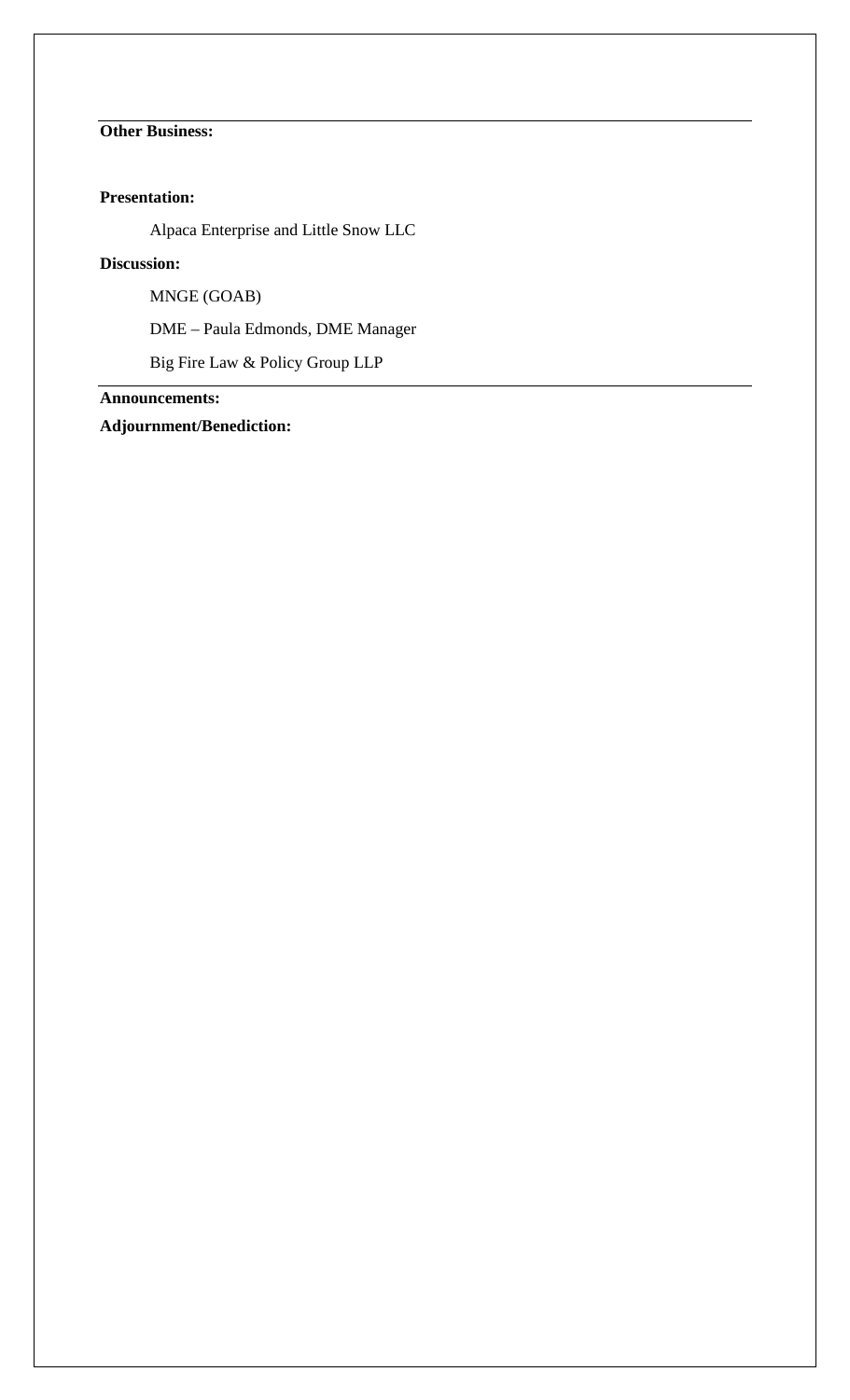**Other Business:**

**Presentation:**

Alpaca Enterprise and Little Snow LLC

**Discussion:**

MNGE (GOAB)

DME – Paula Edmonds, DME Manager

Big Fire Law & Policy Group LLP

**Announcements:**

**Adjournment/Benediction:**